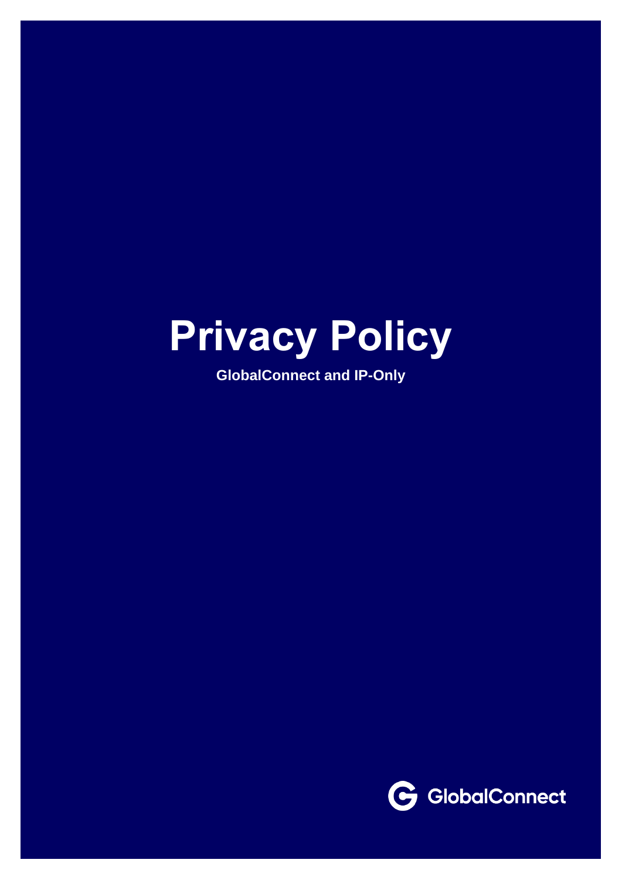# Privacy Policy

**GlobalConnect and IP-Only**

GlobalConnect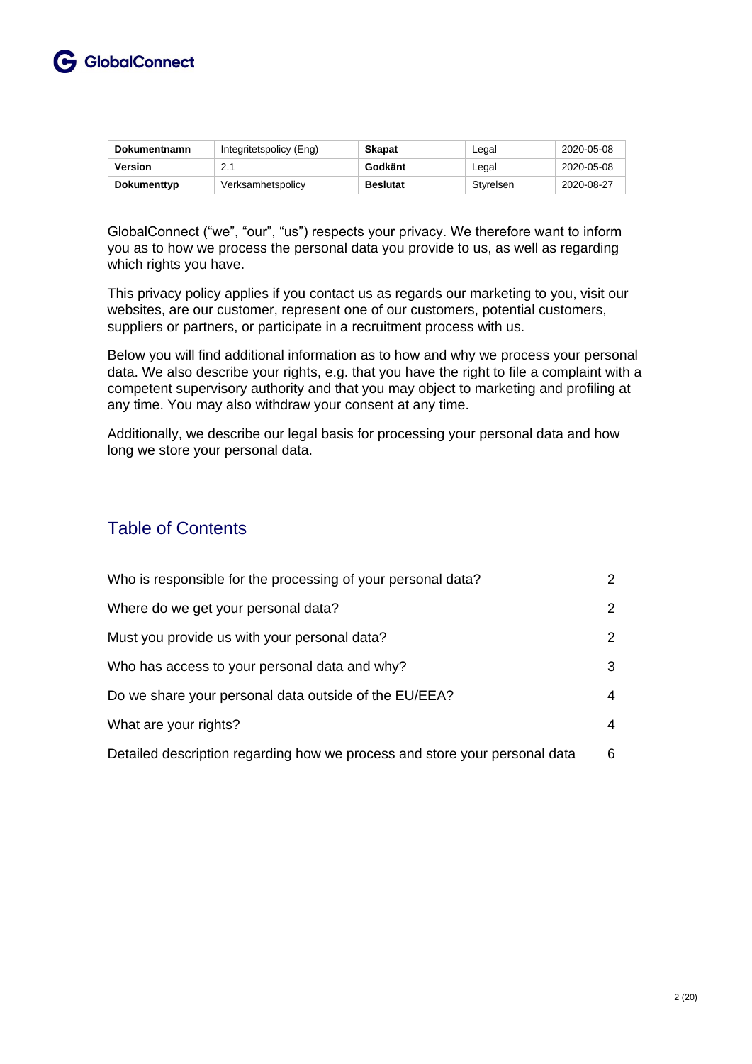| Dokumentnamn | Integritetspolicy (Eng) | Skapat | Legal | 2020-05-08 |
|---|---|---|---|---|
| Version | 2.1 | Godkänt | Legal | 2020-05-08 |
| Dokumenttyp | Verksamhetspolicy | Beslutat | Styrelsen | 2020-08-27 |

GlobalConnect ("we", "our", "us") respects your privacy. We therefore want to inform you as to how we process the personal data you provide to us, as well as regarding which rights you have.

This privacy policy applies if you contact us as regards our marketing to you, visit our websites, are our customer, represent one of our customers, potential customers, suppliers or partners, or participate in a recruitment process with us.

Below you will find additional information as to how and why we process your personal data. We also describe your rights, e.g. that you have the right to file a complaint with a competent supervisory authority and that you may object to marketing and profiling at any time. You may also withdraw your consent at any time.

Additionally, we describe our legal basis for processing your personal data and how long we store your personal data.

## Table of Contents

| | |
|---|---|
| Who is responsible for the processing of your personal data? | 2 |
| Where do we get your personal data? | 2 |
| Must you provide us with your personal data? | 2 |
| Who has access to your personal data and why? | 3 |
| Do we share your personal data outside of the EU/EEA? | 4 |
| What are your rights? | 4 |
| Detailed description regarding how we process and store your personal data | 6 |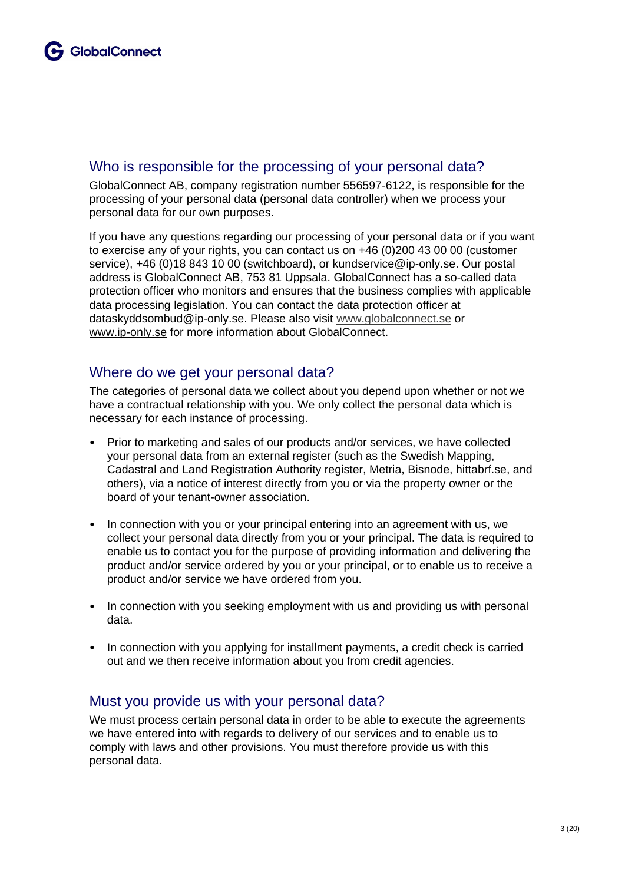## Who is responsible for the processing of your personal data?

GlobalConnect AB, company registration number 556597-6122, is responsible for the processing of your personal data (personal data controller) when we process your personal data for our own purposes.

If you have any questions regarding our processing of your personal data or if you want to exercise any of your rights, you can contact us on +46 (0)200 43 00 00 (customer service), +46 (0)18 843 10 00 (switchboard), or kundservice@ip-only.se. Our postal address is GlobalConnect AB, 753 81 Uppsala. GlobalConnect has a so-called data protection officer who monitors and ensures that the business complies with applicable data processing legislation. You can contact the data protection officer at dataskyddsombud@ip-only.se. Please also visit www.globalconnect.se or www.ip-only.se for more information about GlobalConnect.

## Where do we get your personal data?

The categories of personal data we collect about you depend upon whether or not we have a contractual relationship with you. We only collect the personal data which is necessary for each instance of processing.

- Prior to marketing and sales of our products and/or services, we have collected your personal data from an external register (such as the Swedish Mapping, Cadastral and Land Registration Authority register, Metria, Bisnode, hittabrf.se, and others), via a notice of interest directly from you or via the property owner or the board of your tenant-owner association.
- In connection with you or your principal entering into an agreement with us, we collect your personal data directly from you or your principal. The data is required to enable us to contact you for the purpose of providing information and delivering the product and/or service ordered by you or your principal, or to enable us to receive a product and/or service we have ordered from you.
- In connection with you seeking employment with us and providing us with personal data.
- In connection with you applying for installment payments, a credit check is carried out and we then receive information about you from credit agencies.

## Must you provide us with your personal data?

We must process certain personal data in order to be able to execute the agreements we have entered into with regards to delivery of our services and to enable us to comply with laws and other provisions. You must therefore provide us with this personal data.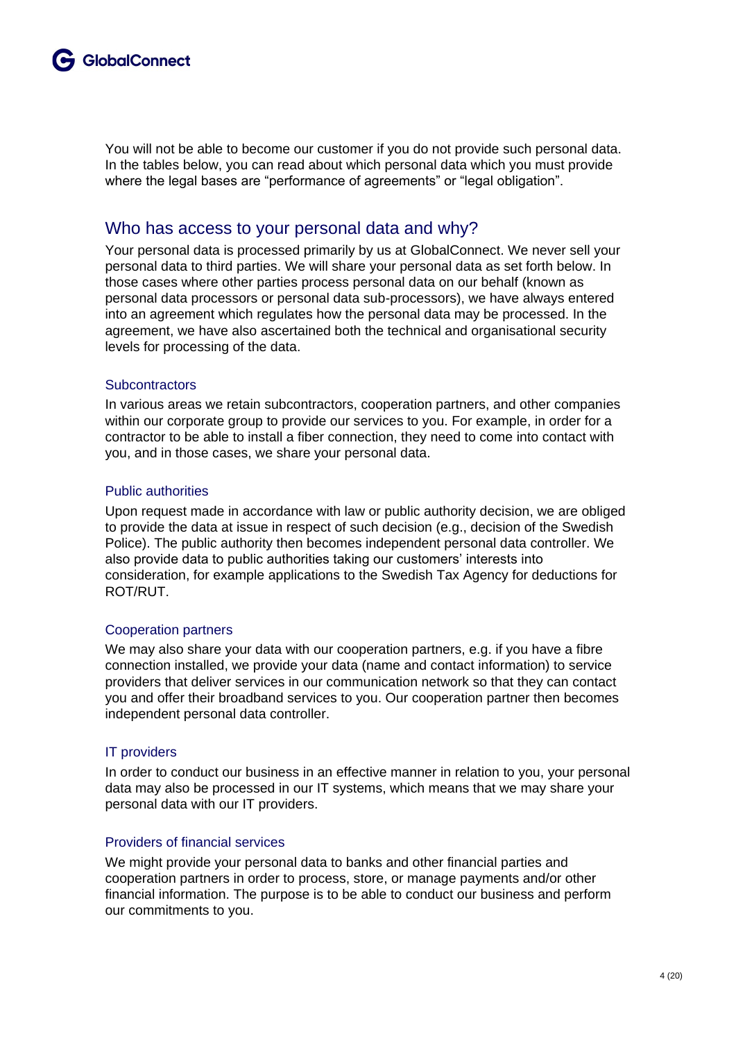You will not be able to become our customer if you do not provide such personal data. In the tables below, you can read about which personal data which you must provide where the legal bases are "performance of agreements" or "legal obligation".

## Who has access to your personal data and why?

Your personal data is processed primarily by us at GlobalConnect. We never sell your personal data to third parties. We will share your personal data as set forth below. In those cases where other parties process personal data on our behalf (known as personal data processors or personal data sub-processors), we have always entered into an agreement which regulates how the personal data may be processed. In the agreement, we have also ascertained both the technical and organisational security levels for processing of the data.

### Subcontractors

In various areas we retain subcontractors, cooperation partners, and other companies within our corporate group to provide our services to you. For example, in order for a contractor to be able to install a fiber connection, they need to come into contact with you, and in those cases, we share your personal data.

### Public authorities

Upon request made in accordance with law or public authority decision, we are obliged to provide the data at issue in respect of such decision (e.g., decision of the Swedish Police). The public authority then becomes independent personal data controller. We also provide data to public authorities taking our customers' interests into consideration, for example applications to the Swedish Tax Agency for deductions for ROT/RUT.

### Cooperation partners

We may also share your data with our cooperation partners, e.g. if you have a fibre connection installed, we provide your data (name and contact information) to service providers that deliver services in our communication network so that they can contact you and offer their broadband services to you. Our cooperation partner then becomes independent personal data controller.

### IT providers

In order to conduct our business in an effective manner in relation to you, your personal data may also be processed in our IT systems, which means that we may share your personal data with our IT providers.

### Providers of financial services

We might provide your personal data to banks and other financial parties and cooperation partners in order to process, store, or manage payments and/or other financial information. The purpose is to be able to conduct our business and perform our commitments to you.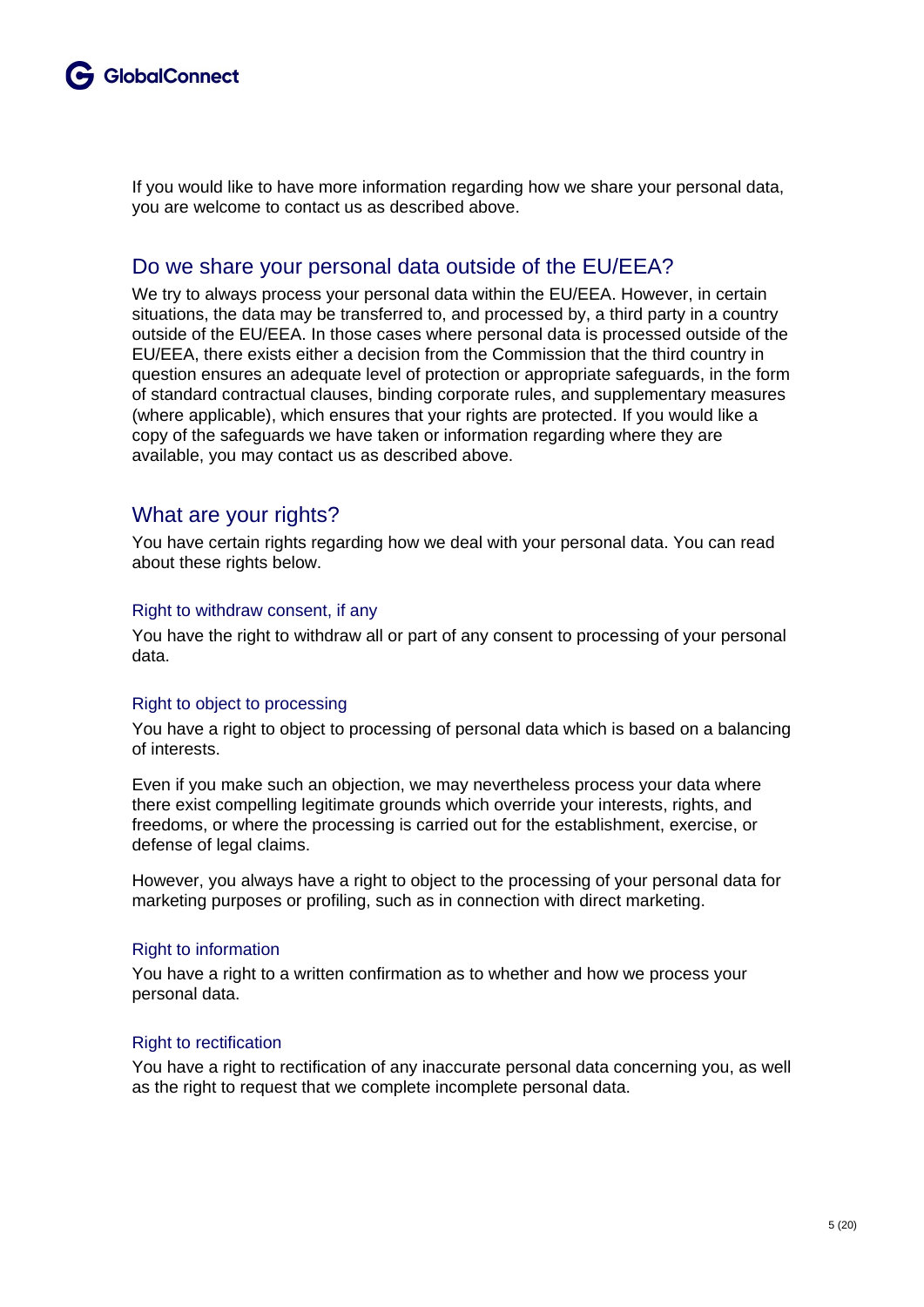If you would like to have more information regarding how we share your personal data, you are welcome to contact us as described above.

## Do we share your personal data outside of the EU/EEA?

We try to always process your personal data within the EU/EEA. However, in certain situations, the data may be transferred to, and processed by, a third party in a country outside of the EU/EEA. In those cases where personal data is processed outside of the EU/EEA, there exists either a decision from the Commission that the third country in question ensures an adequate level of protection or appropriate safeguards, in the form of standard contractual clauses, binding corporate rules, and supplementary measures (where applicable), which ensures that your rights are protected. If you would like a copy of the safeguards we have taken or information regarding where they are available, you may contact us as described above.

## What are your rights?

You have certain rights regarding how we deal with your personal data. You can read about these rights below.

### Right to withdraw consent, if any

You have the right to withdraw all or part of any consent to processing of your personal data.

### Right to object to processing

You have a right to object to processing of personal data which is based on a balancing of interests.

Even if you make such an objection, we may nevertheless process your data where there exist compelling legitimate grounds which override your interests, rights, and freedoms, or where the processing is carried out for the establishment, exercise, or defense of legal claims.

However, you always have a right to object to the processing of your personal data for marketing purposes or profiling, such as in connection with direct marketing.

### Right to information

You have a right to a written confirmation as to whether and how we process your personal data.

### Right to rectification

You have a right to rectification of any inaccurate personal data concerning you, as well as the right to request that we complete incomplete personal data.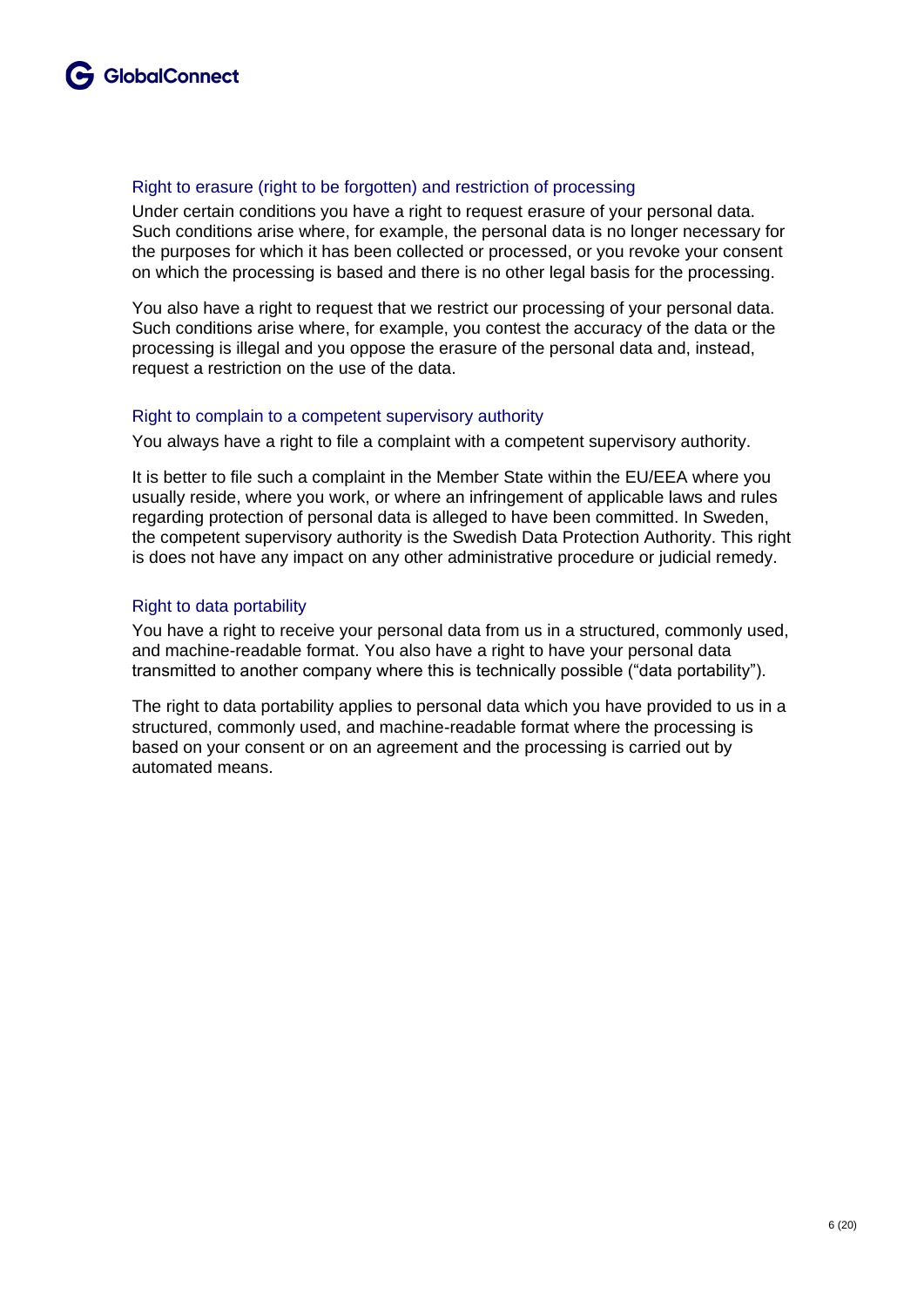### Right to erasure (right to be forgotten) and restriction of processing

Under certain conditions you have a right to request erasure of your personal data. Such conditions arise where, for example, the personal data is no longer necessary for the purposes for which it has been collected or processed, or you revoke your consent on which the processing is based and there is no other legal basis for the processing.

You also have a right to request that we restrict our processing of your personal data. Such conditions arise where, for example, you contest the accuracy of the data or the processing is illegal and you oppose the erasure of the personal data and, instead, request a restriction on the use of the data.

### Right to complain to a competent supervisory authority

You always have a right to file a complaint with a competent supervisory authority.

It is better to file such a complaint in the Member State within the EU/EEA where you usually reside, where you work, or where an infringement of applicable laws and rules regarding protection of personal data is alleged to have been committed. In Sweden, the competent supervisory authority is the Swedish Data Protection Authority. This right is does not have any impact on any other administrative procedure or judicial remedy.

### Right to data portability

You have a right to receive your personal data from us in a structured, commonly used, and machine-readable format. You also have a right to have your personal data transmitted to another company where this is technically possible ("data portability").

The right to data portability applies to personal data which you have provided to us in a structured, commonly used, and machine-readable format where the processing is based on your consent or on an agreement and the processing is carried out by automated means.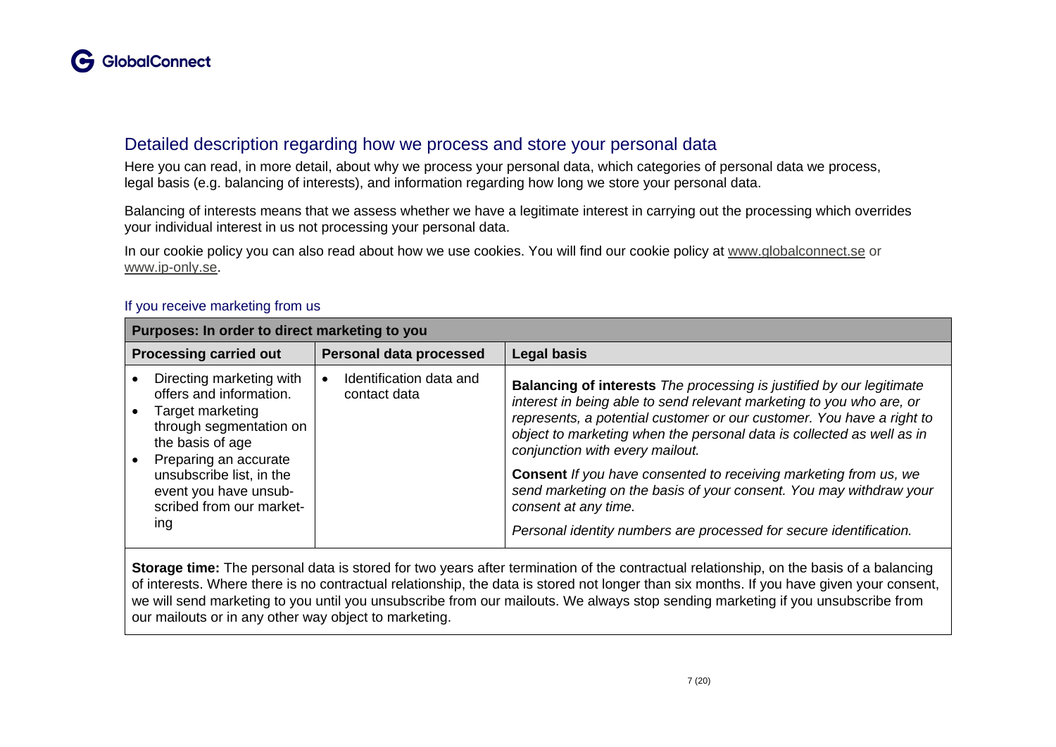## Detailed description regarding how we process and store your personal data

Here you can read, in more detail, about why we process your personal data, which categories of personal data we process, legal basis (e.g. balancing of interests), and information regarding how long we store your personal data.

Balancing of interests means that we assess whether we have a legitimate interest in carrying out the processing which overrides your individual interest in us not processing your personal data.

In our cookie policy you can also read about how we use cookies. You will find our cookie policy at www.globalconnect.se or www.ip-only.se.

### If you receive marketing from us

| **Purposes: In order to direct marketing to you** | | |
|---|---|---|
| **Processing carried out** | **Personal data processed** | **Legal basis** |
| • Directing marketing with offers and information.<br>• Target marketing through segmentation on the basis of age<br>• Preparing an accurate unsubscribe list, in the event you have unsubscribed from our marketing | • Identification data and contact data | **Balancing of interests** *The processing is justified by our legitimate interest in being able to send relevant marketing to you who are, or represents, a potential customer or our customer. You have a right to object to marketing when the personal data is collected as well as in conjunction with every mailout.*<br><br>**Consent** *If you have consented to receiving marketing from us, we send marketing on the basis of your consent. You may withdraw your consent at any time.*<br><br>*Personal identity numbers are processed for secure identification.* |
| **Storage time:** The personal data is stored for two years after termination of the contractual relationship, on the basis of a balancing of interests. Where there is no contractual relationship, the data is stored not longer than six months. If you have given your consent, we will send marketing to you until you unsubscribe from our mailouts. We always stop sending marketing if you unsubscribe from our mailouts or in any other way object to marketing. | | |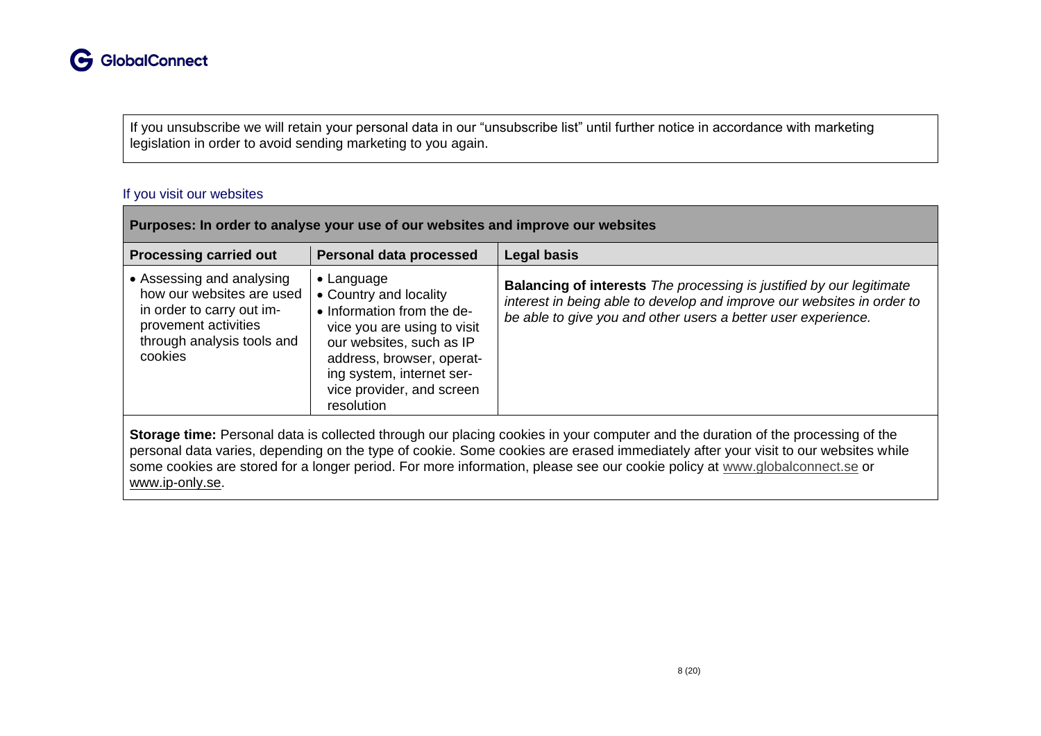If you unsubscribe we will retain your personal data in our "unsubscribe list" until further notice in accordance with marketing legislation in order to avoid sending marketing to you again.

### If you visit our websites

| **Purposes: In order to analyse your use of our websites and improve our websites** | | |
|---|---|---|
| **Processing carried out** | **Personal data processed** | **Legal basis** |
| • Assessing and analysing how our websites are used in order to carry out improvement activities through analysis tools and cookies | • Language<br>• Country and locality<br>• Information from the device you are using to visit our websites, such as IP address, browser, operating system, internet service provider, and screen resolution | **Balancing of interests** *The processing is justified by our legitimate interest in being able to develop and improve our websites in order to be able to give you and other users a better user experience.* |
| **Storage time:** Personal data is collected through our placing cookies in your computer and the duration of the processing of the personal data varies, depending on the type of cookie. Some cookies are erased immediately after your visit to our websites while some cookies are stored for a longer period. For more information, please see our cookie policy at www.globalconnect.se or www.ip-only.se. | | |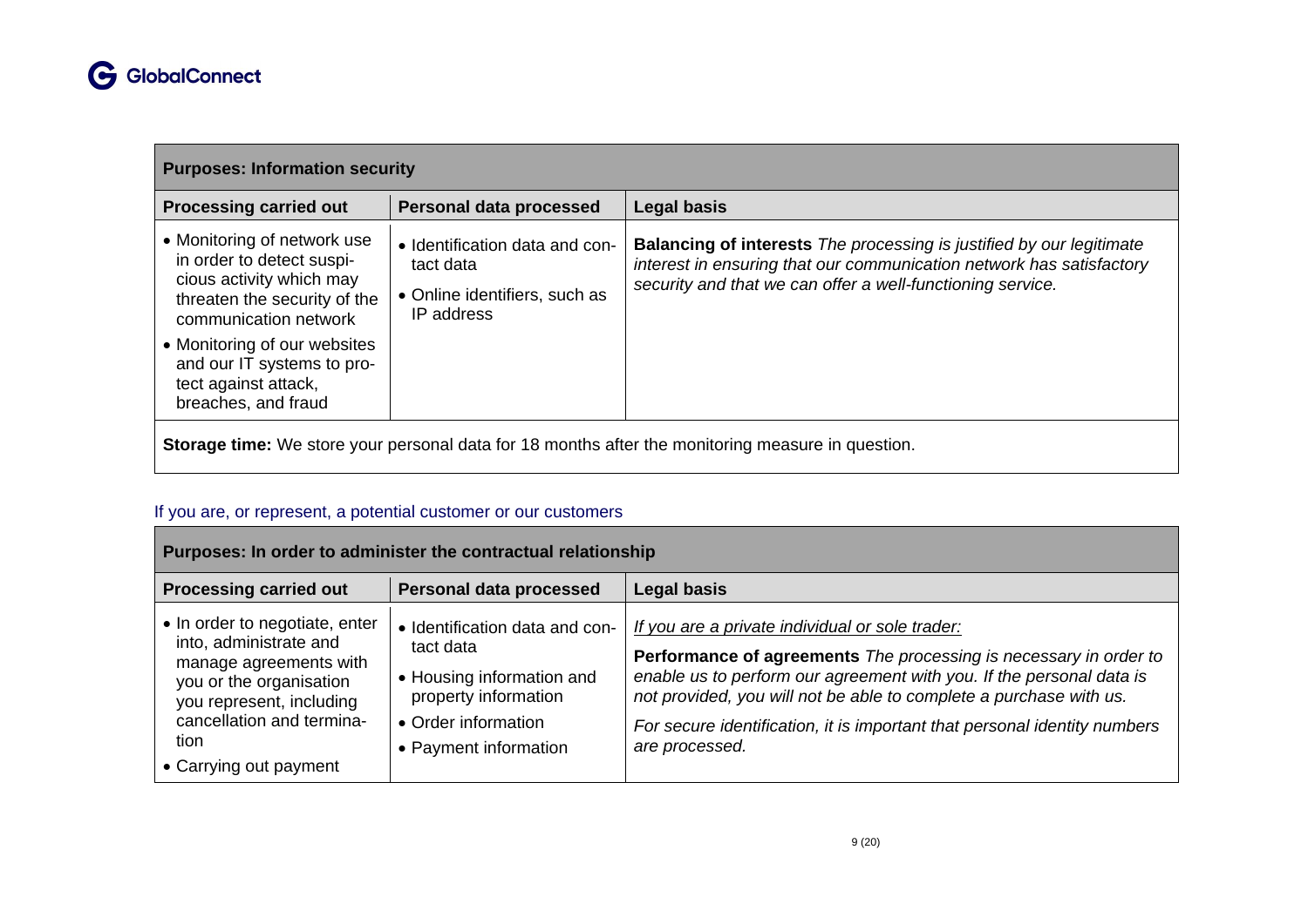| Purposes: Information security | | |
|---|---|---|
| **Processing carried out** | **Personal data processed** | **Legal basis** |
| • Monitoring of network use in order to detect suspicious activity which may threaten the security of the communication network<br>• Monitoring of our websites and our IT systems to protect against attack, breaches, and fraud | • Identification data and contact data<br>• Online identifiers, such as IP address | **Balancing of interests** *The processing is justified by our legitimate interest in ensuring that our communication network has satisfactory security and that we can offer a well-functioning service.* |
| **Storage time:** We store your personal data for 18 months after the monitoring measure in question. | | |

### If you are, or represent, a potential customer or our customers

| Purposes: In order to administer the contractual relationship | | |
|---|---|---|
| **Processing carried out** | **Personal data processed** | **Legal basis** |
| • In order to negotiate, enter into, administrate and manage agreements with you or the organisation you represent, including cancellation and termination<br>• Carrying out payment | • Identification data and contact data<br>• Housing information and property information<br>• Order information<br>• Payment information | *If you are a private individual or sole trader:*<br>**Performance of agreements** *The processing is necessary in order to enable us to perform our agreement with you. If the personal data is not provided, you will not be able to complete a purchase with us.*<br>*For secure identification, it is important that personal identity numbers are processed.* |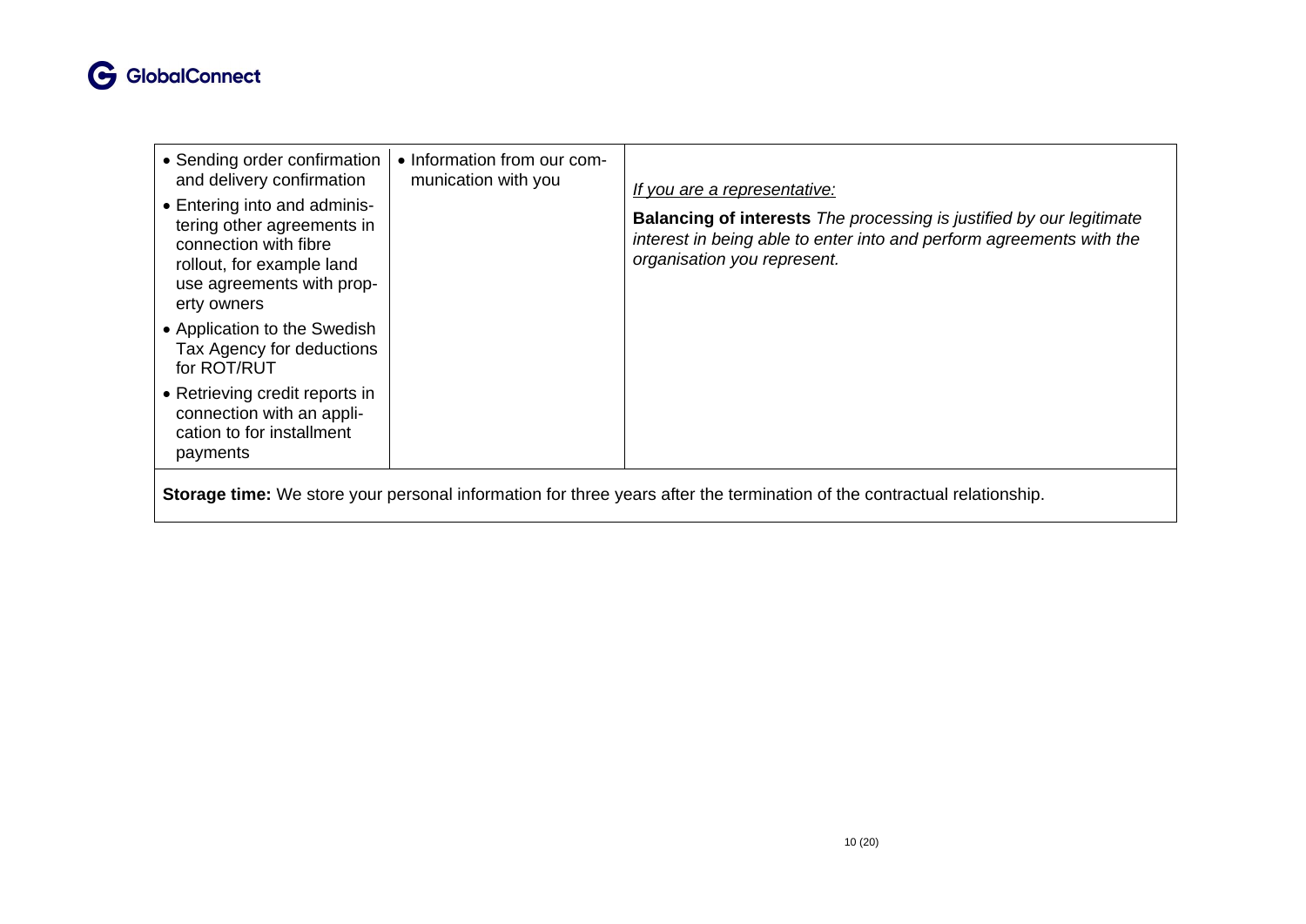| | | |
|---|---|---|
| • Sending order confirmation and delivery confirmation<br>• Entering into and administering other agreements in connection with fibre rollout, for example land use agreements with property owners<br>• Application to the Swedish Tax Agency for deductions for ROT/RUT<br>• Retrieving credit reports in connection with an application to for installment payments | • Information from our communication with you | _If you are a representative:_<br>**Balancing of interests** *The processing is justified by our legitimate interest in being able to enter into and perform agreements with the organisation you represent.* |
| **Storage time:** We store your personal information for three years after the termination of the contractual relationship. | | |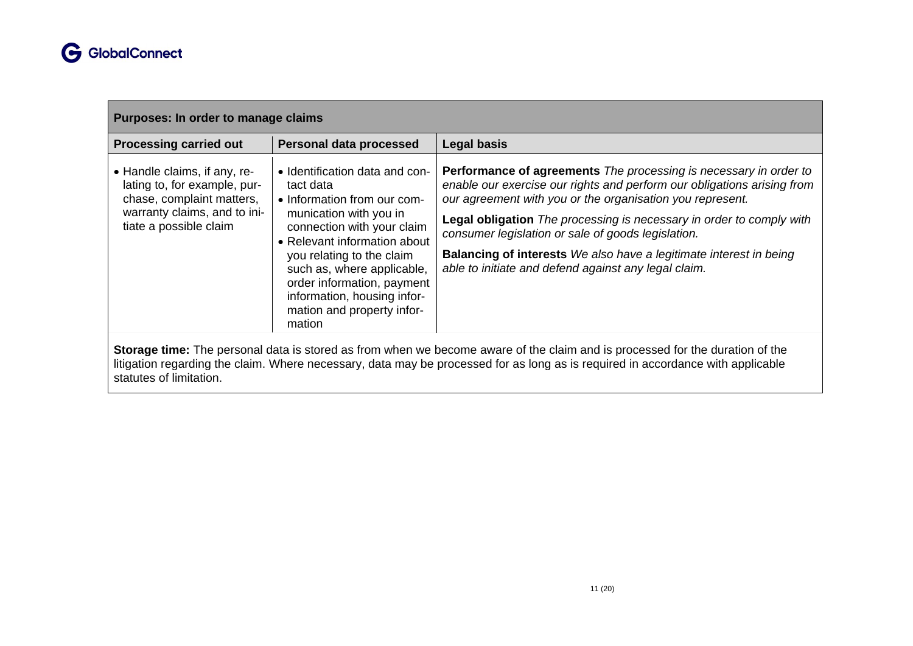| Purposes: In order to manage claims | | |
|---|---|---|
| **Processing carried out** | **Personal data processed** | **Legal basis** |
| • Handle claims, if any, relating to, for example, purchase, complaint matters, warranty claims, and to initiate a possible claim | • Identification data and contact data<br>• Information from our communication with you in connection with your claim<br>• Relevant information about you relating to the claim such as, where applicable, order information, payment information, housing information and property information | **Performance of agreements** *The processing is necessary in order to enable our exercise our rights and perform our obligations arising from our agreement with you or the organisation you represent.*<br><br>**Legal obligation** *The processing is necessary in order to comply with consumer legislation or sale of goods legislation.*<br><br>**Balancing of interests** *We also have a legitimate interest in being able to initiate and defend against any legal claim.* |
| **Storage time:** The personal data is stored as from when we become aware of the claim and is processed for the duration of the litigation regarding the claim. Where necessary, data may be processed for as long as is required in accordance with applicable statutes of limitation. | | |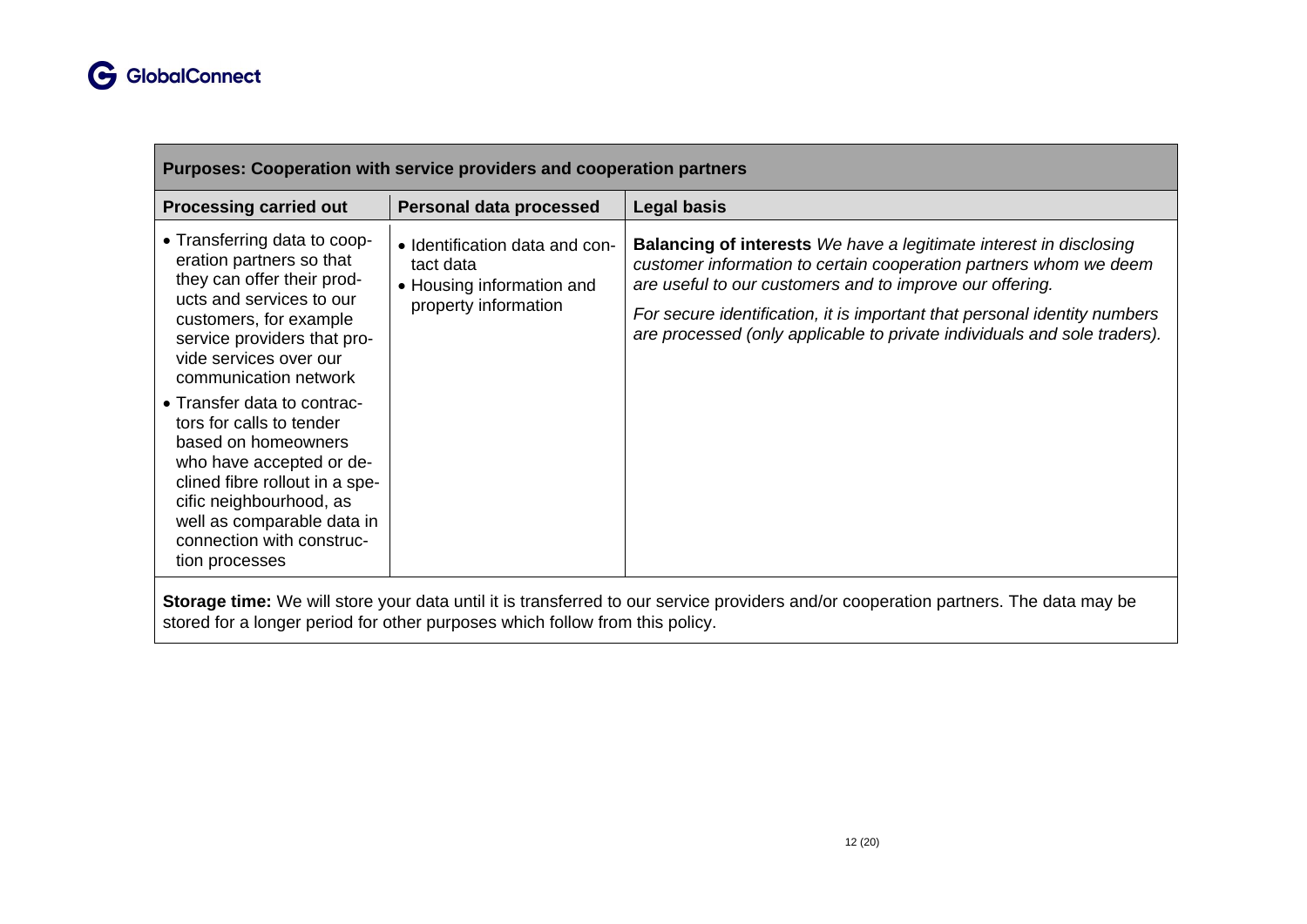| Purposes: Cooperation with service providers and cooperation partners | | |
|---|---|---|
| **Processing carried out** | **Personal data processed** | **Legal basis** |
| • Transferring data to cooperation partners so that they can offer their products and services to our customers, for example service providers that provide services over our communication network<br>• Transfer data to contractors for calls to tender based on homeowners who have accepted or declined fibre rollout in a specific neighbourhood, as well as comparable data in connection with construction processes | • Identification data and contact data<br>• Housing information and property information | **Balancing of interests** *We have a legitimate interest in disclosing customer information to certain cooperation partners whom we deem are useful to our customers and to improve our offering.*<br>*For secure identification, it is important that personal identity numbers are processed (only applicable to private individuals and sole traders).* |
| **Storage time:** We will store your data until it is transferred to our service providers and/or cooperation partners. The data may be stored for a longer period for other purposes which follow from this policy. | | |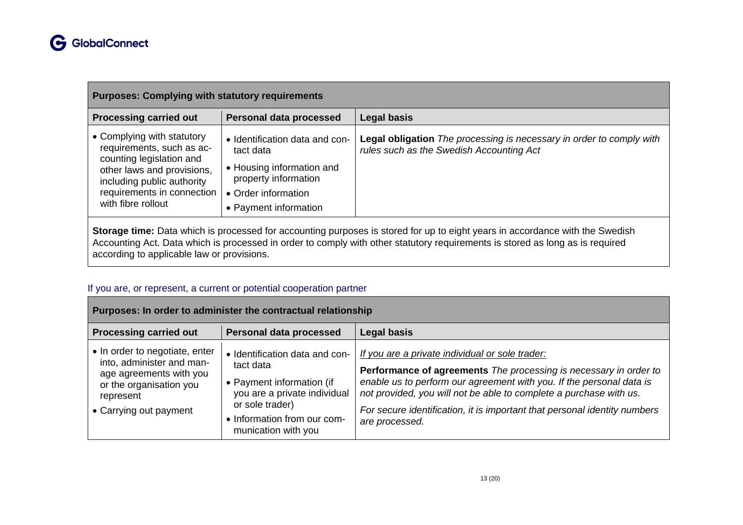| **Purposes: Complying with statutory requirements** | | |
|---|---|---|
| **Processing carried out** | **Personal data processed** | **Legal basis** |
| • Complying with statutory requirements, such as accounting legislation and other laws and provisions, including public authority requirements in connection with fibre rollout | • Identification data and contact data<br>• Housing information and property information<br>• Order information<br>• Payment information | **Legal obligation** *The processing is necessary in order to comply with rules such as the Swedish Accounting Act* |
| **Storage time:** Data which is processed for accounting purposes is stored for up to eight years in accordance with the Swedish Accounting Act. Data which is processed in order to comply with other statutory requirements is stored as long as is required according to applicable law or provisions. | | |

If you are, or represent, a current or potential cooperation partner

| **Purposes: In order to administer the contractual relationship** | | |
|---|---|---|
| **Processing carried out** | **Personal data processed** | **Legal basis** |
| • In order to negotiate, enter into, administer and manage agreements with you or the organisation you represent<br>• Carrying out payment | • Identification data and contact data<br>• Payment information (if you are a private individual or sole trader)<br>• Information from our communication with you | *If you are a private individual or sole trader:*<br>**Performance of agreements** *The processing is necessary in order to enable us to perform our agreement with you. If the personal data is not provided, you will not be able to complete a purchase with us.*<br>*For secure identification, it is important that personal identity numbers are processed.* |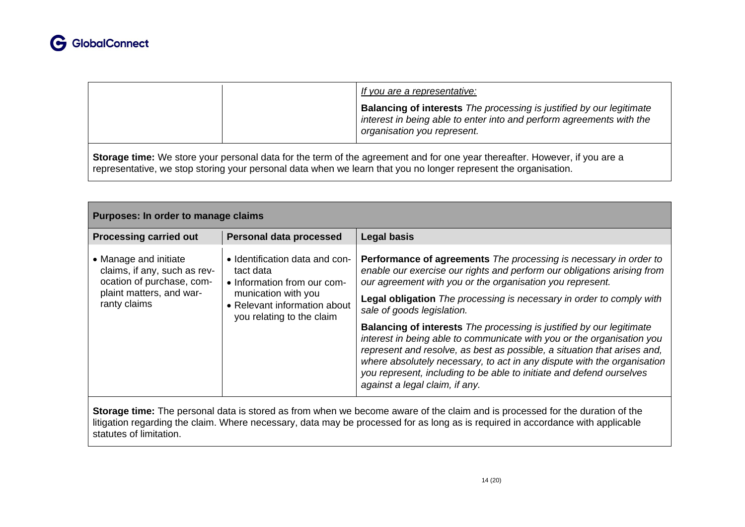| | | *If you are a representative:*<br><br>**Balancing of interests** *The processing is justified by our legitimate interest in being able to enter into and perform agreements with the organisation you represent.* |
|---|---|---|

**Storage time:** We store your personal data for the term of the agreement and for one year thereafter. However, if you are a representative, we stop storing your personal data when we learn that you no longer represent the organisation.

| **Purposes: In order to manage claims** | | |
|---|---|---|
| **Processing carried out** | **Personal data processed** | **Legal basis** |
| • Manage and initiate claims, if any, such as revocation of purchase, complaint matters, and warranty claims | • Identification data and contact data<br>• Information from our communication with you<br>• Relevant information about you relating to the claim | **Performance of agreements** *The processing is necessary in order to enable our exercise our rights and perform our obligations arising from our agreement with you or the organisation you represent.*<br><br>**Legal obligation** *The processing is necessary in order to comply with sale of goods legislation.*<br><br>**Balancing of interests** *The processing is justified by our legitimate interest in being able to communicate with you or the organisation you represent and resolve, as best as possible, a situation that arises and, where absolutely necessary, to act in any dispute with the organisation you represent, including to be able to initiate and defend ourselves against a legal claim, if any.* |

**Storage time:** The personal data is stored as from when we become aware of the claim and is processed for the duration of the litigation regarding the claim. Where necessary, data may be processed for as long as is required in accordance with applicable statutes of limitation.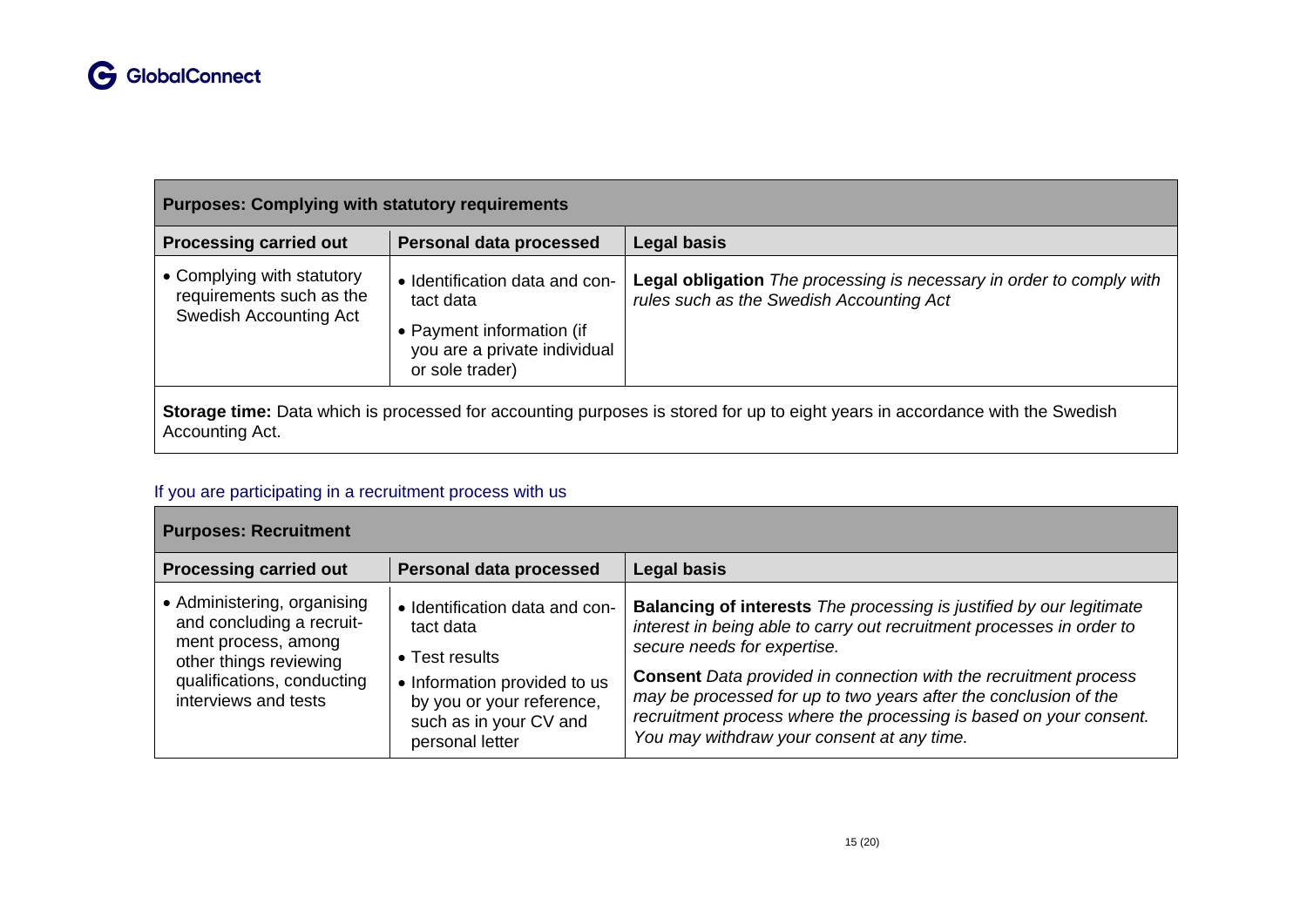| Purposes: Complying with statutory requirements | | |
|---|---|---|
| **Processing carried out** | **Personal data processed** | **Legal basis** |
| • Complying with statutory requirements such as the Swedish Accounting Act | • Identification data and contact data<br>• Payment information (if you are a private individual or sole trader) | **Legal obligation** *The processing is necessary in order to comply with rules such as the Swedish Accounting Act* |
| **Storage time:** Data which is processed for accounting purposes is stored for up to eight years in accordance with the Swedish Accounting Act. | | |

### If you are participating in a recruitment process with us

| Purposes: Recruitment | | |
|---|---|---|
| **Processing carried out** | **Personal data processed** | **Legal basis** |
| • Administering, organising and concluding a recruitment process, among other things reviewing qualifications, conducting interviews and tests | • Identification data and contact data<br>• Test results<br>• Information provided to us by you or your reference, such as in your CV and personal letter | **Balancing of interests** *The processing is justified by our legitimate interest in being able to carry out recruitment processes in order to secure needs for expertise.*<br>**Consent** *Data provided in connection with the recruitment process may be processed for up to two years after the conclusion of the recruitment process where the processing is based on your consent. You may withdraw your consent at any time.* |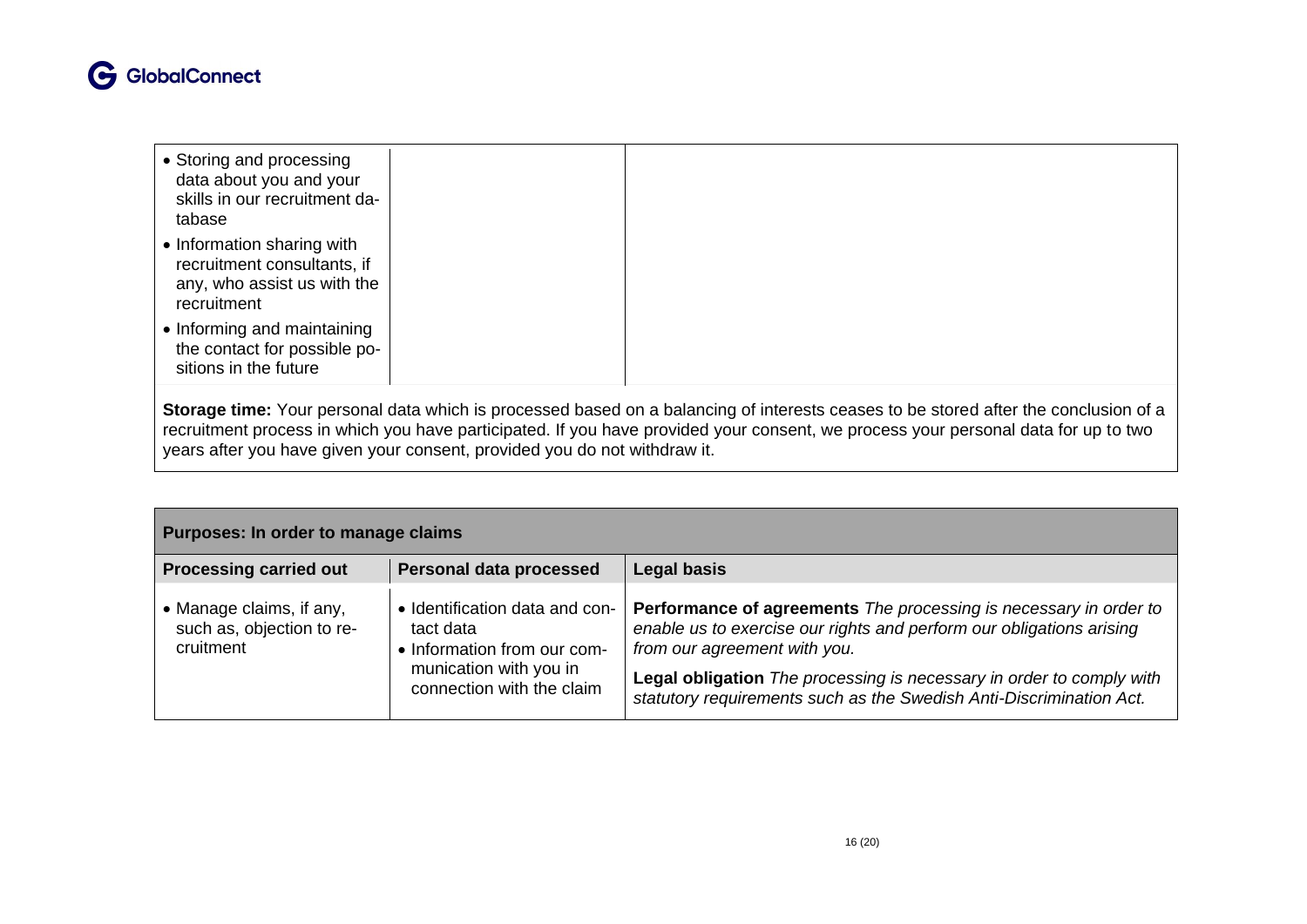| | | |
|---|---|---|
| • Storing and processing data about you and your skills in our recruitment database<br>• Information sharing with recruitment consultants, if any, who assist us with the recruitment<br>• Informing and maintaining the contact for possible positions in the future | | |

**Storage time:** Your personal data which is processed based on a balancing of interests ceases to be stored after the conclusion of a recruitment process in which you have participated. If you have provided your consent, we process your personal data for up to two years after you have given your consent, provided you do not withdraw it.

| **Purposes: In order to manage claims** | | |
|---|---|---|
| **Processing carried out** | **Personal data processed** | **Legal basis** |
| • Manage claims, if any, such as, objection to recruitment | • Identification data and contact data<br>• Information from our communication with you in connection with the claim | **Performance of agreements** *The processing is necessary in order to enable us to exercise our rights and perform our obligations arising from our agreement with you.*<br>**Legal obligation** *The processing is necessary in order to comply with statutory requirements such as the Swedish Anti-Discrimination Act.* |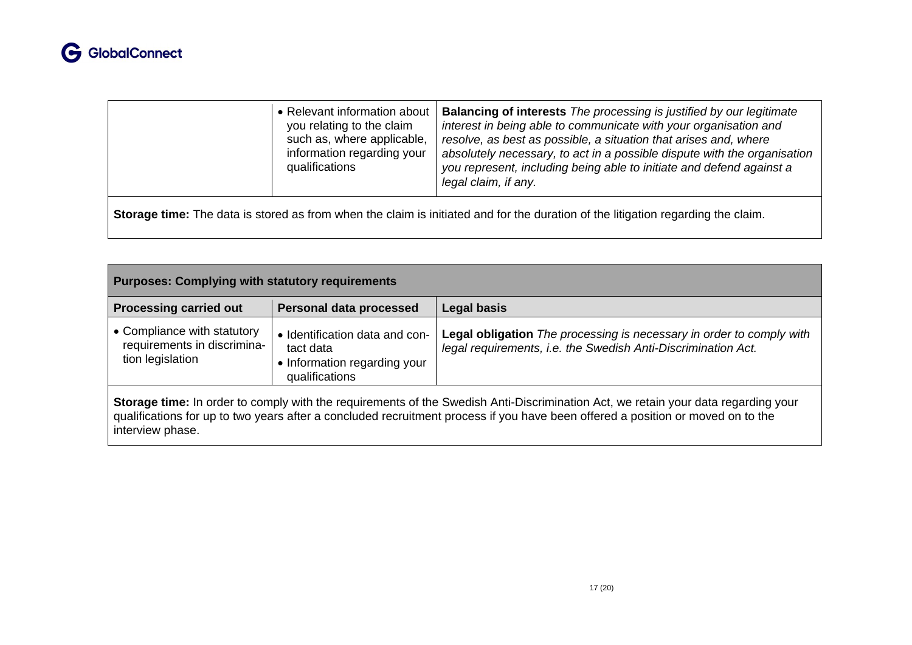|  | Personal data processed | Legal basis |
|---|---|---|
|  | • Relevant information about you relating to the claim such as, where applicable, information regarding your qualifications | **Balancing of interests** *The processing is justified by our legitimate interest in being able to communicate with your organisation and resolve, as best as possible, a situation that arises and, where absolutely necessary, to act in a possible dispute with the organisation you represent, including being able to initiate and defend against a legal claim, if any.* |

**Storage time:** The data is stored as from when the claim is initiated and for the duration of the litigation regarding the claim.

**Purposes: Complying with statutory requirements**

| Processing carried out | Personal data processed | Legal basis |
|---|---|---|
| • Compliance with statutory requirements in discrimination legislation | • Identification data and contact data<br>• Information regarding your qualifications | **Legal obligation** *The processing is necessary in order to comply with legal requirements, i.e. the Swedish Anti-Discrimination Act.* |

**Storage time:** In order to comply with the requirements of the Swedish Anti-Discrimination Act, we retain your data regarding your qualifications for up to two years after a concluded recruitment process if you have been offered a position or moved on to the interview phase.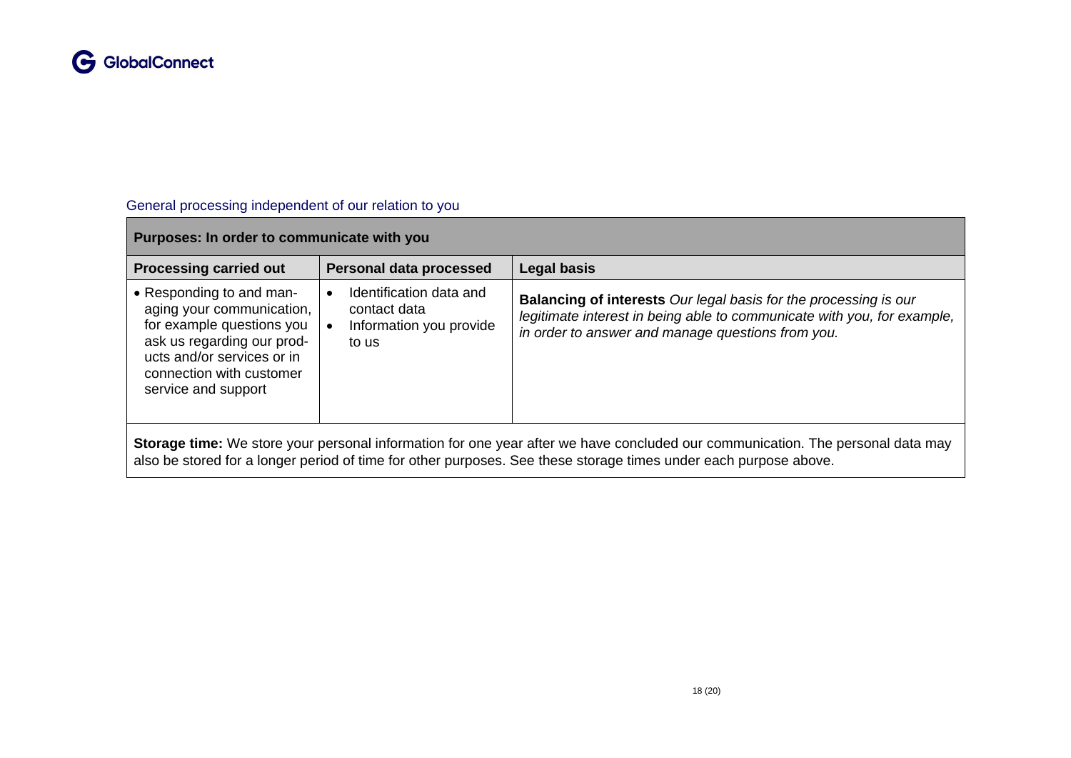### General processing independent of our relation to you

| Purposes: In order to communicate with you | | |
|---|---|---|
| **Processing carried out** | **Personal data processed** | **Legal basis** |
| • Responding to and managing your communication, for example questions you ask us regarding our products and/or services or in connection with customer service and support | • Identification data and contact data<br>• Information you provide to us | **Balancing of interests** *Our legal basis for the processing is our legitimate interest in being able to communicate with you, for example, in order to answer and manage questions from you.* |
| **Storage time:** We store your personal information for one year after we have concluded our communication. The personal data may also be stored for a longer period of time for other purposes. See these storage times under each purpose above. | | |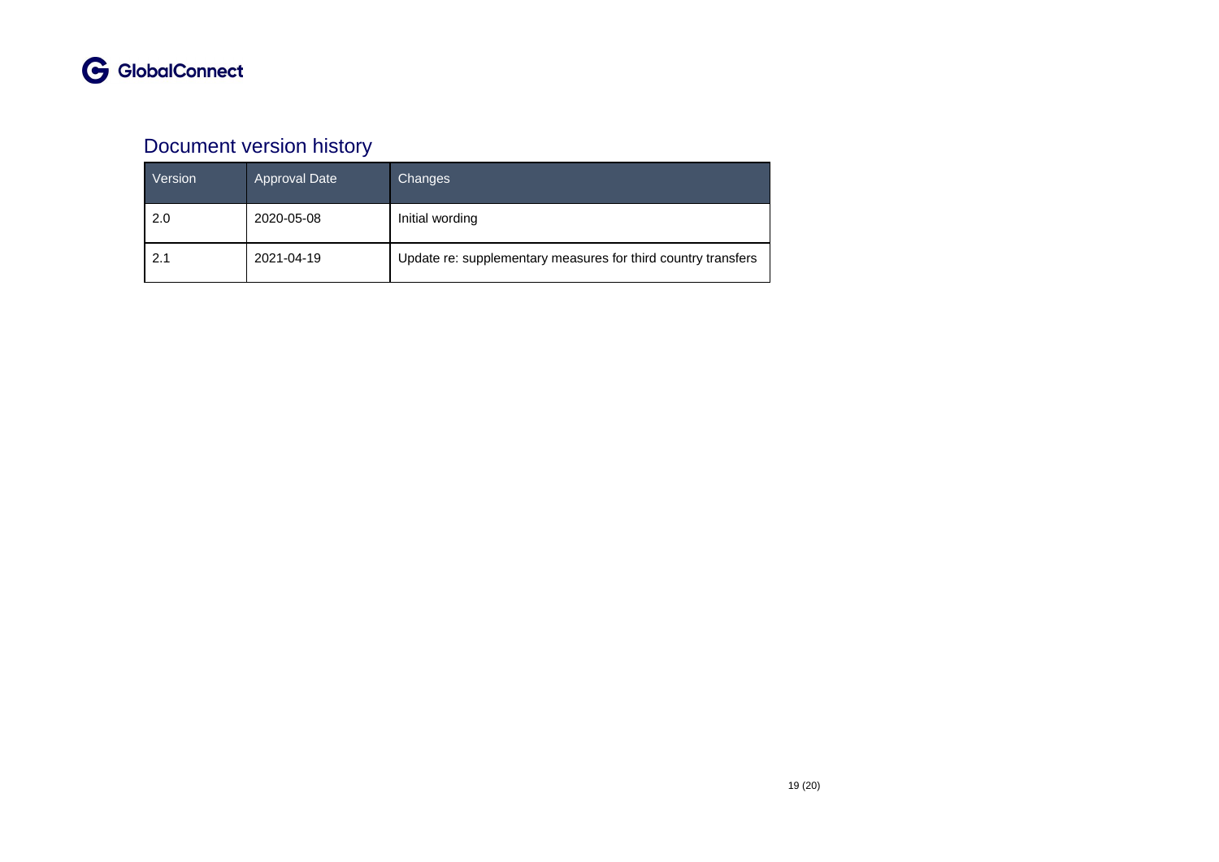## Document version history

| Version | Approval Date | Changes |
|---|---|---|
| 2.0 | 2020-05-08 | Initial wording |
| 2.1 | 2021-04-19 | Update re: supplementary measures for third country transfers |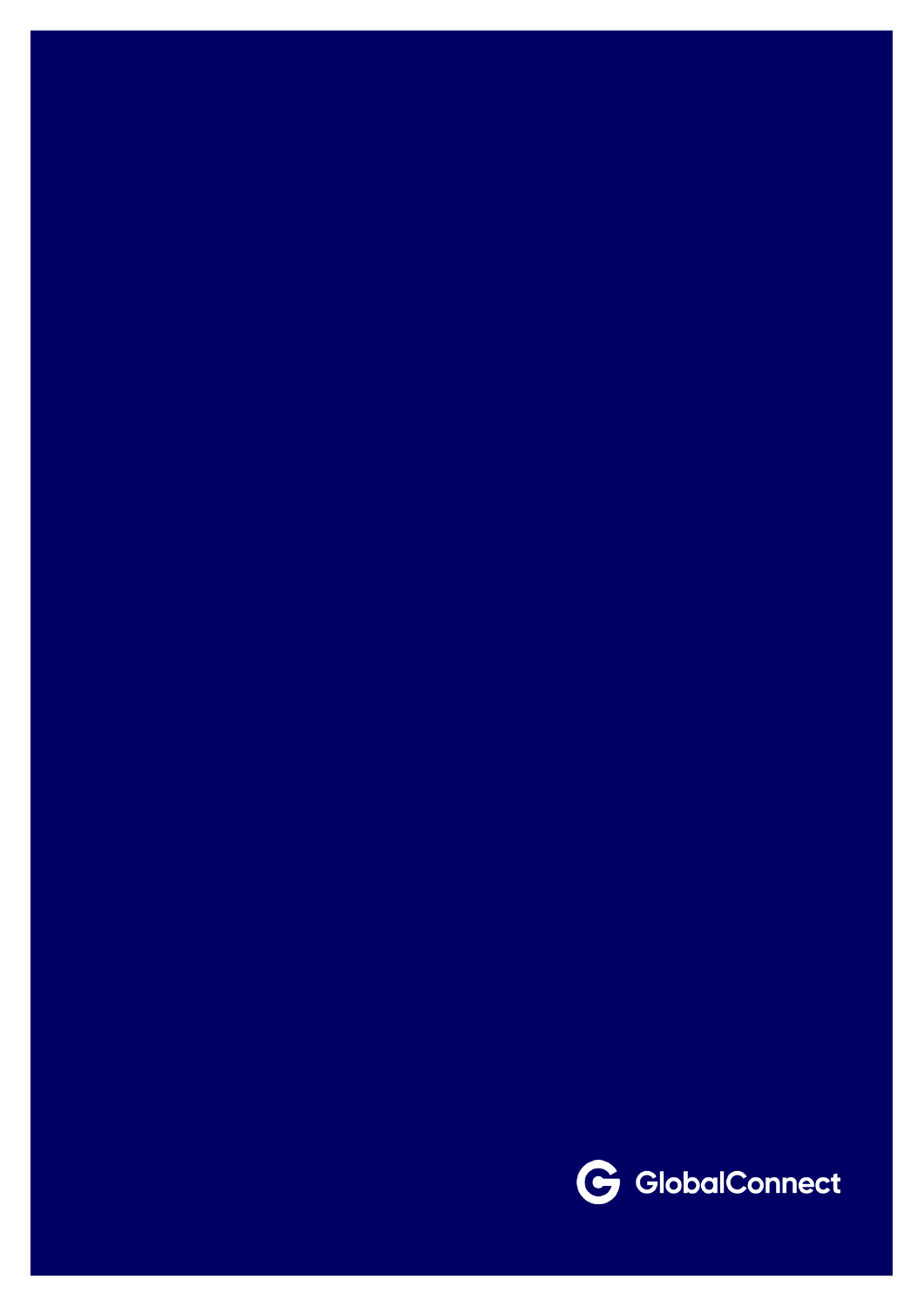GlobalConnect